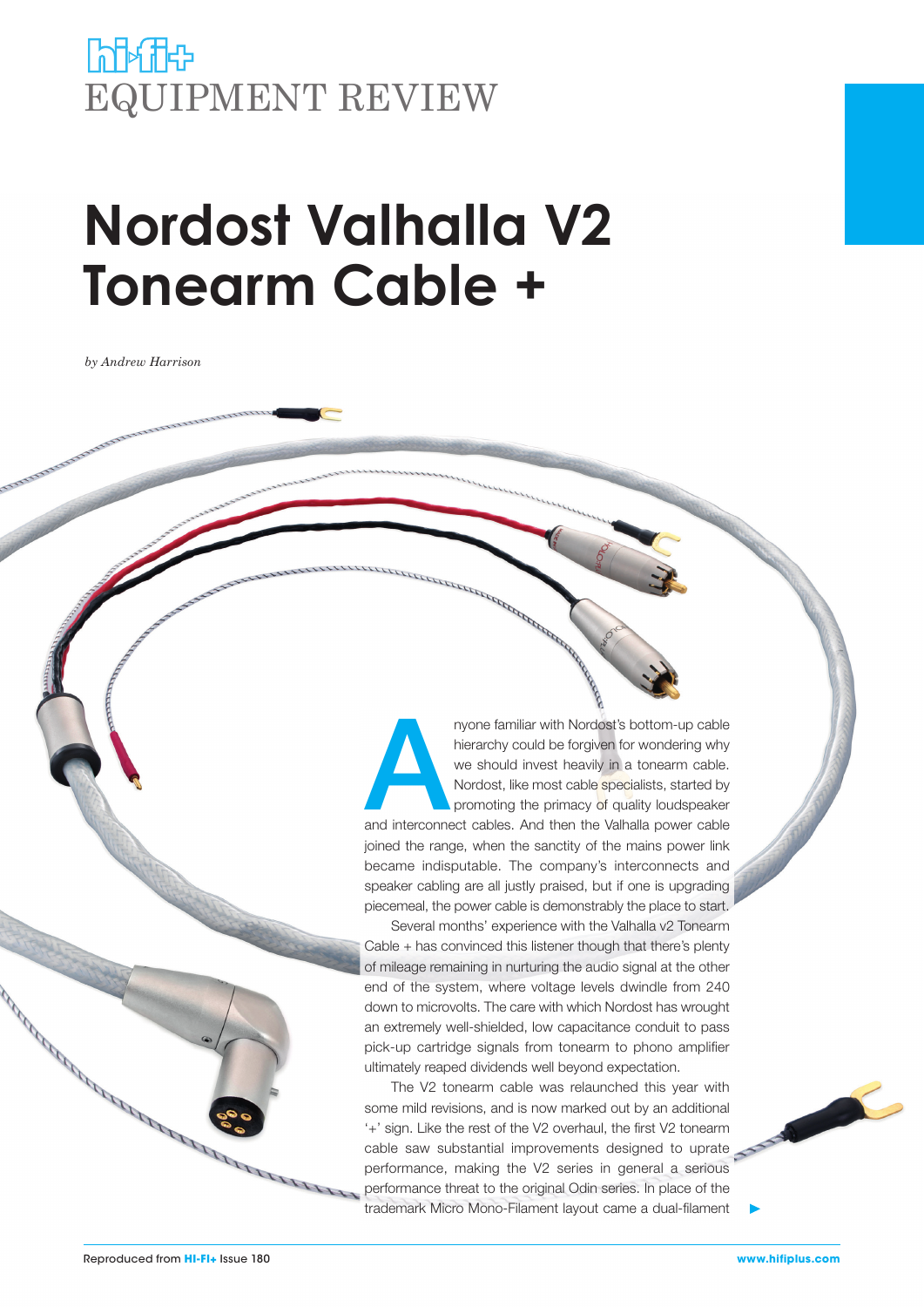# hi-fi+ EQUIPMENT REVIEW

# Nordost Valhalla V2 Tonearm Cable +

*by Andrew Harrison*

Anyone familiar with Nordost's bottom-up cable hierarchy could be forgiven for wondering why we should invest heavily in a tonearm cable. Nordost, like most cable specialists, started by promoting the primacy of quality loudspeaker and interconnect cables. And then the Valhalla power cable joined the range, when the sanctity of the mains power link became indisputable. The company's interconnects and speaker cabling are all justly praised, but if one is upgrading piecemeal, the power cable is demonstrably the place to start.

Several months' experience with the Valhalla v2 Tonearm Cable + has convinced this listener though that there's plenty of mileage remaining in nurturing the audio signal at the other end of the system, where voltage levels dwindle from 240 down to microvolts. The care with which Nordost has wrought an extremely well-shielded, low capacitance conduit to pass pick-up cartridge signals from tonearm to phono amplifier ultimately reaped dividends well beyond expectation.

The V2 tonearm cable was relaunched this year with some mild revisions, and is now marked out by an additional '+' sign. Like the rest of the V2 overhaul, the first V2 tonearm cable saw substantial improvements designed to uprate performance, making the V2 series in general a serious performance threat to the original Odin series. In place of the trademark Micro Mono-Filament layout came a dual-filament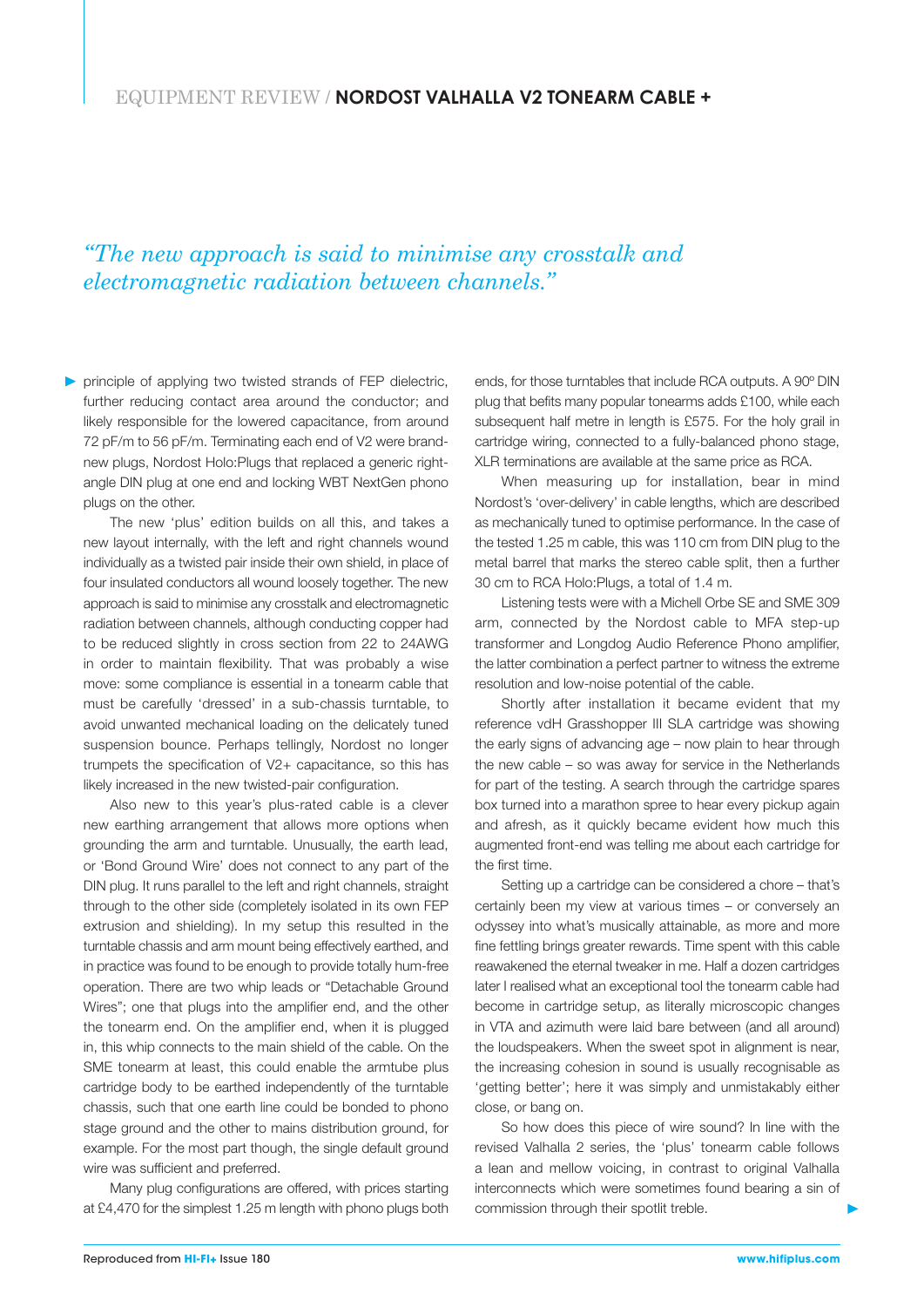*"The new approach is said to minimise any crosstalk and electromagnetic radiation between channels."*

principle of applying two twisted strands of FEP dielectric, further reducing contact area around the conductor; and likely responsible for the lowered capacitance, from around 72 pF/m to 56 pF/m. Terminating each end of V2 were brand-new plugs, Nordost Holo:Plugs that replaced a generic right-angle DIN plug at one end and locking WBT NextGen phono plugs on the other.

The new 'plus' edition builds on all this, and takes a new layout internally, with the left and right channels wound individually as a twisted pair inside their own shield, in place of four insulated conductors all wound loosely together. The new approach is said to minimise any crosstalk and electromagnetic radiation between channels, although conducting copper had to be reduced slightly in cross section from 22 to 24AWG in order to maintain flexibility. That was probably a wise move: some compliance is essential in a tonearm cable that must be carefully 'dressed' in a sub-chassis turntable, to avoid unwanted mechanical loading on the delicately tuned suspension bounce. Perhaps tellingly, Nordost no longer trumpets the specification of V2+ capacitance, so this has likely increased in the new twisted-pair configuration.

Also new to this year's plus-rated cable is a clever new earthing arrangement that allows more options when grounding the arm and turntable. Unusually, the earth lead, or 'Bond Ground Wire' does not connect to any part of the DIN plug. It runs parallel to the left and right channels, straight through to the other side (completely isolated in its own FEP extrusion and shielding). In my setup this resulted in the turntable chassis and arm mount being effectively earthed, and in practice was found to be enough to provide totally hum-free operation. There are two whip leads or "Detachable Ground Wires"; one that plugs into the amplifier end, and the other the tonearm end. On the amplifier end, when it is plugged in, this whip connects to the main shield of the cable. On the SME tonearm at least, this could enable the armtube plus cartridge body to be earthed independently of the turntable chassis, such that one earth line could be bonded to phono stage ground and the other to mains distribution ground, for example. For the most part though, the single default ground wire was sufficient and preferred.

Many plug configurations are offered, with prices starting at £4,470 for the simplest 1.25 m length with phono plugs both ends, for those turntables that include RCA outputs. A 90º DIN plug that befits many popular tonearms adds £100, while each subsequent half metre in length is £575. For the holy grail in cartridge wiring, connected to a fully-balanced phono stage, XLR terminations are available at the same price as RCA.

When measuring up for installation, bear in mind Nordost's 'over-delivery' in cable lengths, which are described as mechanically tuned to optimise performance. In the case of the tested 1.25 m cable, this was 110 cm from DIN plug to the metal barrel that marks the stereo cable split, then a further 30 cm to RCA Holo:Plugs, a total of 1.4 m.

Listening tests were with a Michell Orbe SE and SME 309 arm, connected by the Nordost cable to MFA step-up transformer and Longdog Audio Reference Phono amplifier, the latter combination a perfect partner to witness the extreme resolution and low-noise potential of the cable.

Shortly after installation it became evident that my reference vdH Grasshopper III SLA cartridge was showing the early signs of advancing age – now plain to hear through the new cable – so was away for service in the Netherlands for part of the testing. A search through the cartridge spares box turned into a marathon spree to hear every pickup again and afresh, as it quickly became evident how much this augmented front-end was telling me about each cartridge for the first time.

Setting up a cartridge can be considered a chore – that's certainly been my view at various times – or conversely an odyssey into what's musically attainable, as more and more fine fettling brings greater rewards. Time spent with this cable reawakened the eternal tweaker in me. Half a dozen cartridges later I realised what an exceptional tool the tonearm cable had become in cartridge setup, as literally microscopic changes in VTA and azimuth were laid bare between (and all around) the loudspeakers. When the sweet spot in alignment is near, the increasing cohesion in sound is usually recognisable as 'getting better'; here it was simply and unmistakably either close, or bang on.

So how does this piece of wire sound? In line with the revised Valhalla 2 series, the 'plus' tonearm cable follows a lean and mellow voicing, in contrast to original Valhalla interconnects which were sometimes found bearing a sin of commission through their spotlit treble.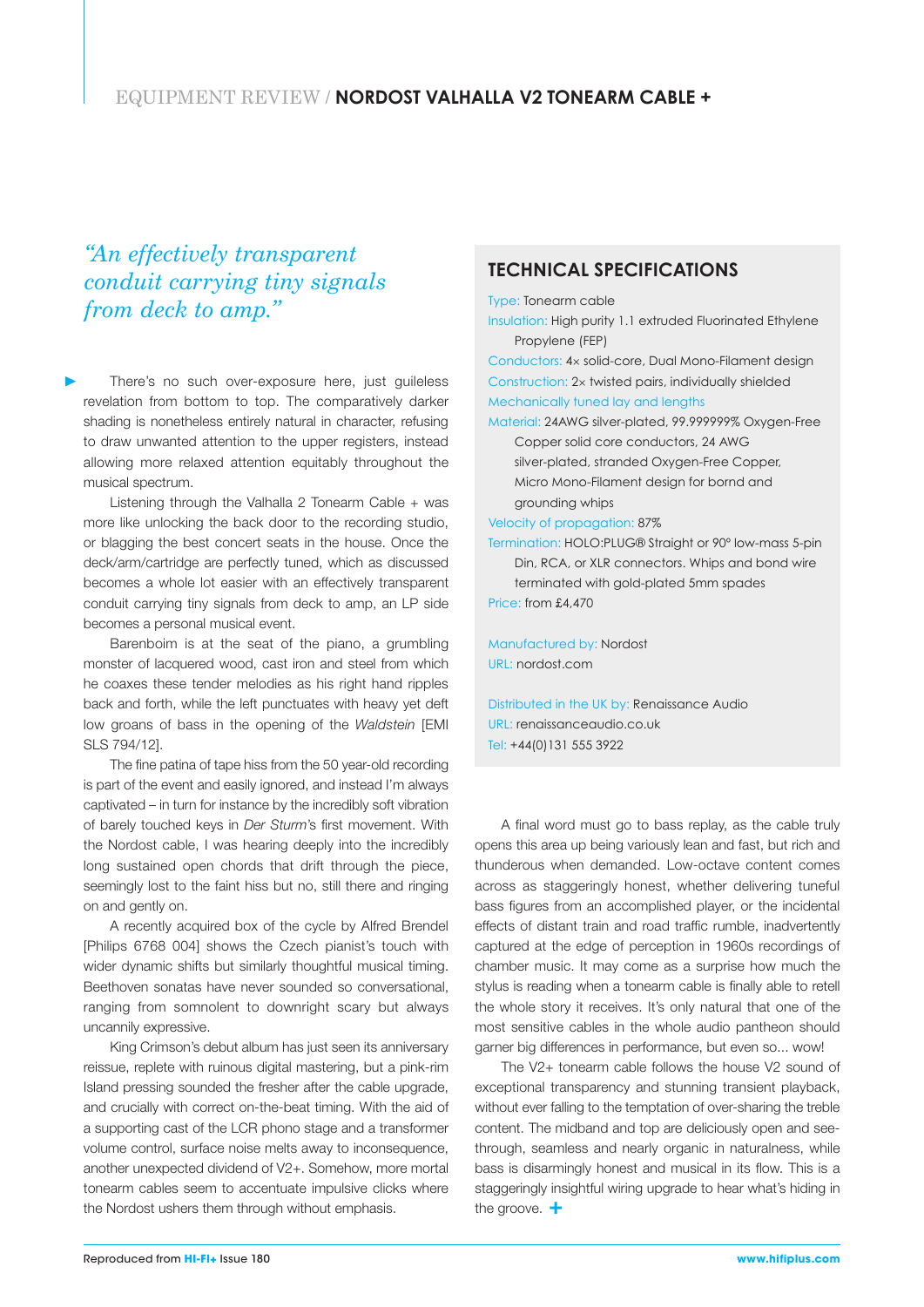*"An effectively transparent conduit carrying tiny signals from deck to amp."*

There's no such over-exposure here, just guileless revelation from bottom to top. The comparatively darker shading is nonetheless entirely natural in character, refusing to draw unwanted attention to the upper registers, instead allowing more relaxed attention equitably throughout the musical spectrum.

Listening through the Valhalla 2 Tonearm Cable + was more like unlocking the back door to the recording studio, or blagging the best concert seats in the house. Once the deck/arm/cartridge are perfectly tuned, which as discussed becomes a whole lot easier with an effectively transparent conduit carrying tiny signals from deck to amp, an LP side becomes a personal musical event.

Barenboim is at the seat of the piano, a grumbling monster of lacquered wood, cast iron and steel from which he coaxes these tender melodies as his right hand ripples back and forth, while the left punctuates with heavy yet deft low groans of bass in the opening of the *Waldstein* [EMI SLS 794/12].

The fine patina of tape hiss from the 50 year-old recording is part of the event and easily ignored, and instead I'm always captivated – in turn for instance by the incredibly soft vibration of barely touched keys in *Der Sturm*'s first movement. With the Nordost cable, I was hearing deeply into the incredibly long sustained open chords that drift through the piece, seemingly lost to the faint hiss but no, still there and ringing on and gently on.

A recently acquired box of the cycle by Alfred Brendel [Philips 6768 004] shows the Czech pianist's touch with wider dynamic shifts but similarly thoughtful musical timing. Beethoven sonatas have never sounded so conversational, ranging from somnolent to downright scary but always uncannily expressive.

King Crimson's debut album has just seen its anniversary reissue, replete with ruinous digital mastering, but a pink-rim Island pressing sounded the fresher after the cable upgrade, and crucially with correct on-the-beat timing. With the aid of a supporting cast of the LCR phono stage and a transformer volume control, surface noise melts away to inconsequence, another unexpected dividend of V2+. Somehow, more mortal tonearm cables seem to accentuate impulsive clicks where the Nordost ushers them through without emphasis.

## TECHNICAL SPECIFICATIONS

Type: Tonearm cable

Insulation: High purity 1.1 extruded Fluorinated Ethylene Propylene (FEP)

Conductors: 4× solid-core, Dual Mono-Filament design

Construction: 2× twisted pairs, individually shielded

Mechanically tuned lay and lengths

Material: 24AWG silver-plated, 99.999999% Oxygen-Free Copper solid core conductors, 24 AWG silver-plated, stranded Oxygen-Free Copper, Micro Mono-Filament design for bornd and grounding whips

Velocity of propagation: 87%

Termination: HOLO:PLUG® Straight or 90° low-mass 5-pin Din, RCA, or XLR connectors. Whips and bond wire terminated with gold-plated 5mm spades

Price: from £4,470

Manufactured by: Nordost

URL: nordost.com

Distributed in the UK by: Renaissance Audio

URL: renaissanceaudio.co.uk

Tel: +44(0)131 555 3922

A final word must go to bass replay, as the cable truly opens this area up being variously lean and fast, but rich and thunderous when demanded. Low-octave content comes across as staggeringly honest, whether delivering tuneful bass figures from an accomplished player, or the incidental effects of distant train and road traffic rumble, inadvertently captured at the edge of perception in 1960s recordings of chamber music. It may come as a surprise how much the stylus is reading when a tonearm cable is finally able to retell the whole story it receives. It's only natural that one of the most sensitive cables in the whole audio pantheon should garner big differences in performance, but even so... wow!

The V2+ tonearm cable follows the house V2 sound of exceptional transparency and stunning transient playback, without ever falling to the temptation of over-sharing the treble content. The midband and top are deliciously open and see-through, seamless and nearly organic in naturalness, while bass is disarmingly honest and musical in its flow. This is a staggeringly insightful wiring upgrade to hear what's hiding in the groove. +